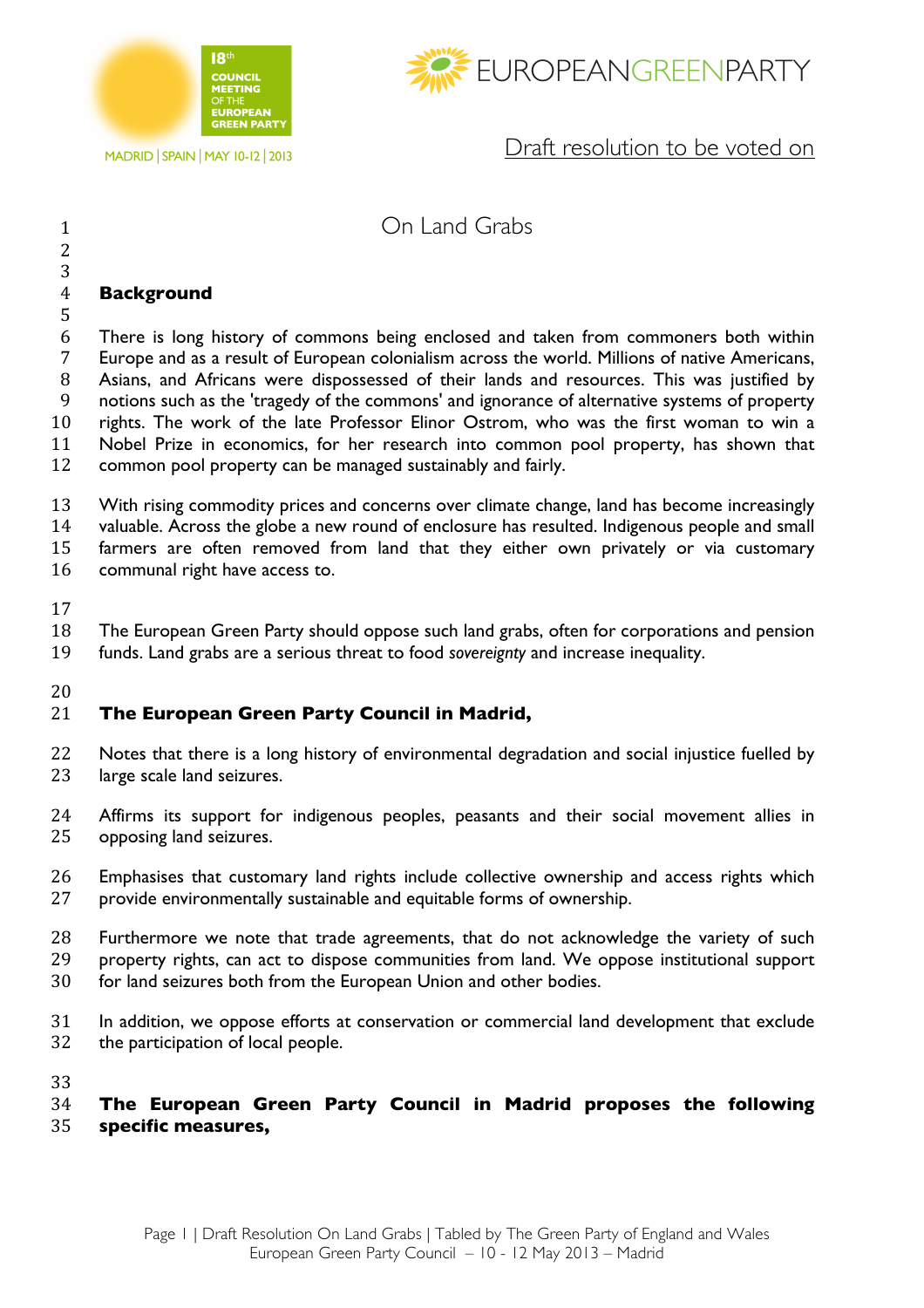18th COUNCIL MEETING OF THE EUROPEAN GREEN PARTY

MADRID | SPAIN | MAY 10-12 | 2013

EUROPEANGREENPARTY

Draft resolution to be voted on

# On Land Grabs

## Background

There is long history of commons being enclosed and taken from commoners both within Europe and as a result of European colonialism across the world. Millions of native Americans, Asians, and Africans were dispossessed of their lands and resources. This was justified by notions such as the 'tragedy of the commons' and ignorance of alternative systems of property rights. The work of the late Professor Elinor Ostrom, who was the first woman to win a Nobel Prize in economics, for her research into common pool property, has shown that common pool property can be managed sustainably and fairly.

With rising commodity prices and concerns over climate change, land has become increasingly valuable. Across the globe a new round of enclosure has resulted. Indigenous people and small farmers are often removed from land that they either own privately or via customary communal right have access to.

The European Green Party should oppose such land grabs, often for corporations and pension funds. Land grabs are a serious threat to food *sovereignty* and increase inequality.

## The European Green Party Council in Madrid,

Notes that there is a long history of environmental degradation and social injustice fuelled by large scale land seizures.

Affirms its support for indigenous peoples, peasants and their social movement allies in opposing land seizures.

Emphasises that customary land rights include collective ownership and access rights which provide environmentally sustainable and equitable forms of ownership.

Furthermore we note that trade agreements, that do not acknowledge the variety of such property rights, can act to dispose communities from land. We oppose institutional support for land seizures both from the European Union and other bodies.

In addition, we oppose efforts at conservation or commercial land development that exclude the participation of local people.

## The European Green Party Council in Madrid proposes the following specific measures,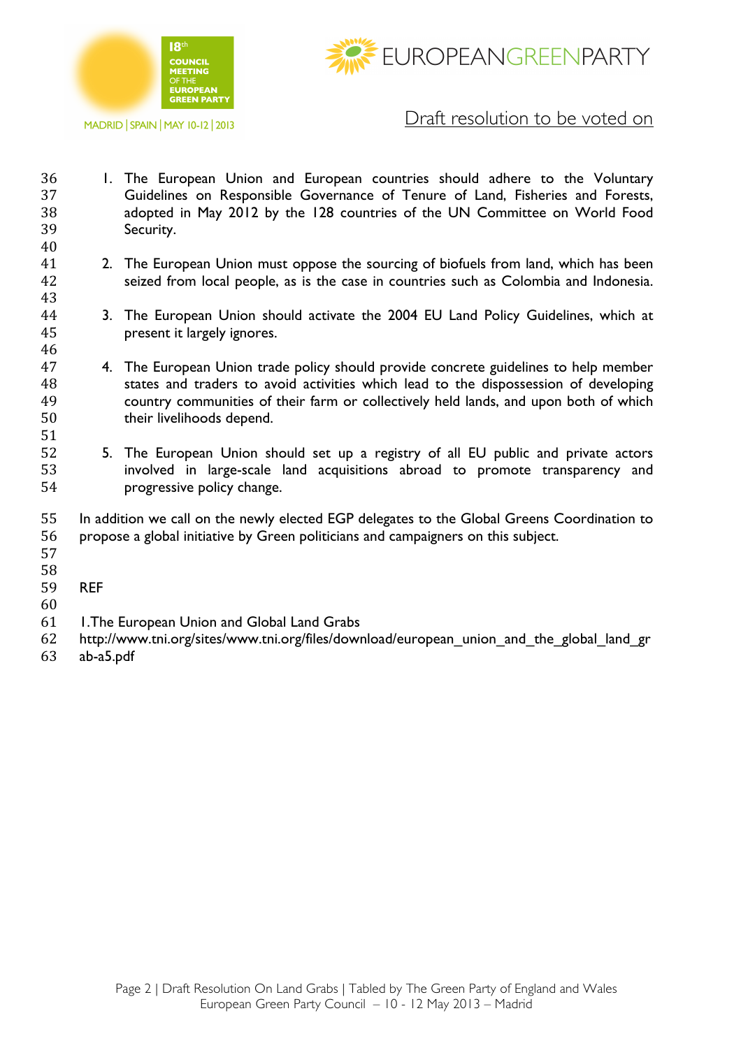1. The European Union and European countries should adhere to the Voluntary Guidelines on Responsible Governance of Tenure of Land, Fisheries and Forests, adopted in May 2012 by the 128 countries of the UN Committee on World Food Security.

2. The European Union must oppose the sourcing of biofuels from land, which has been seized from local people, as is the case in countries such as Colombia and Indonesia.

3. The European Union should activate the 2004 EU Land Policy Guidelines, which at present it largely ignores.

4. The European Union trade policy should provide concrete guidelines to help member states and traders to avoid activities which lead to the dispossession of developing country communities of their farm or collectively held lands, and upon both of which their livelihoods depend.

5. The European Union should set up a registry of all EU public and private actors involved in large-scale land acquisitions abroad to promote transparency and progressive policy change.

In addition we call on the newly elected EGP delegates to the Global Greens Coordination to propose a global initiative by Green politicians and campaigners on this subject.

REF

1.The European Union and Global Land Grabs
http://www.tni.org/sites/www.tni.org/files/download/european_union_and_the_global_land_grab-a5.pdf